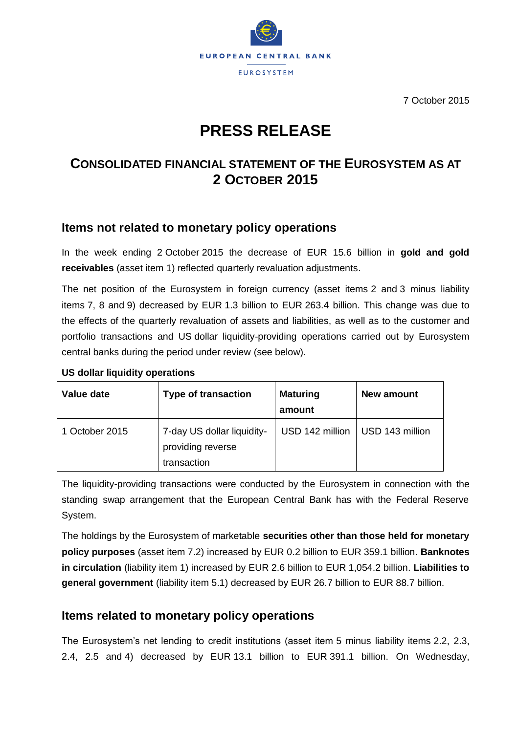EUROPEAN CENTRAL BANK

EUROSYSTEM

7 October 2015

# PRESS RELEASE

## CONSOLIDATED FINANCIAL STATEMENT OF THE EUROSYSTEM AS AT 2 OCTOBER 2015

### Items not related to monetary policy operations

In the week ending 2 October 2015 the decrease of EUR 15.6 billion in **gold and gold receivables** (asset item 1) reflected quarterly revaluation adjustments.

The net position of the Eurosystem in foreign currency (asset items 2 and 3 minus liability items 7, 8 and 9) decreased by EUR 1.3 billion to EUR 263.4 billion. This change was due to the effects of the quarterly revaluation of assets and liabilities, as well as to the customer and portfolio transactions and US dollar liquidity-providing operations carried out by Eurosystem central banks during the period under review (see below).

**US dollar liquidity operations**

| Value date | Type of transaction | Maturing amount | New amount |
|---|---|---|---|
| 1 October 2015 | 7-day US dollar liquidity-providing reverse transaction | USD 142 million | USD 143 million |

The liquidity-providing transactions were conducted by the Eurosystem in connection with the standing swap arrangement that the European Central Bank has with the Federal Reserve System.

The holdings by the Eurosystem of marketable **securities other than those held for monetary policy purposes** (asset item 7.2) increased by EUR 0.2 billion to EUR 359.1 billion. **Banknotes in circulation** (liability item 1) increased by EUR 2.6 billion to EUR 1,054.2 billion. **Liabilities to general government** (liability item 5.1) decreased by EUR 26.7 billion to EUR 88.7 billion.

### Items related to monetary policy operations

The Eurosystem's net lending to credit institutions (asset item 5 minus liability items 2.2, 2.3, 2.4, 2.5 and 4) decreased by EUR 13.1 billion to EUR 391.1 billion. On Wednesday,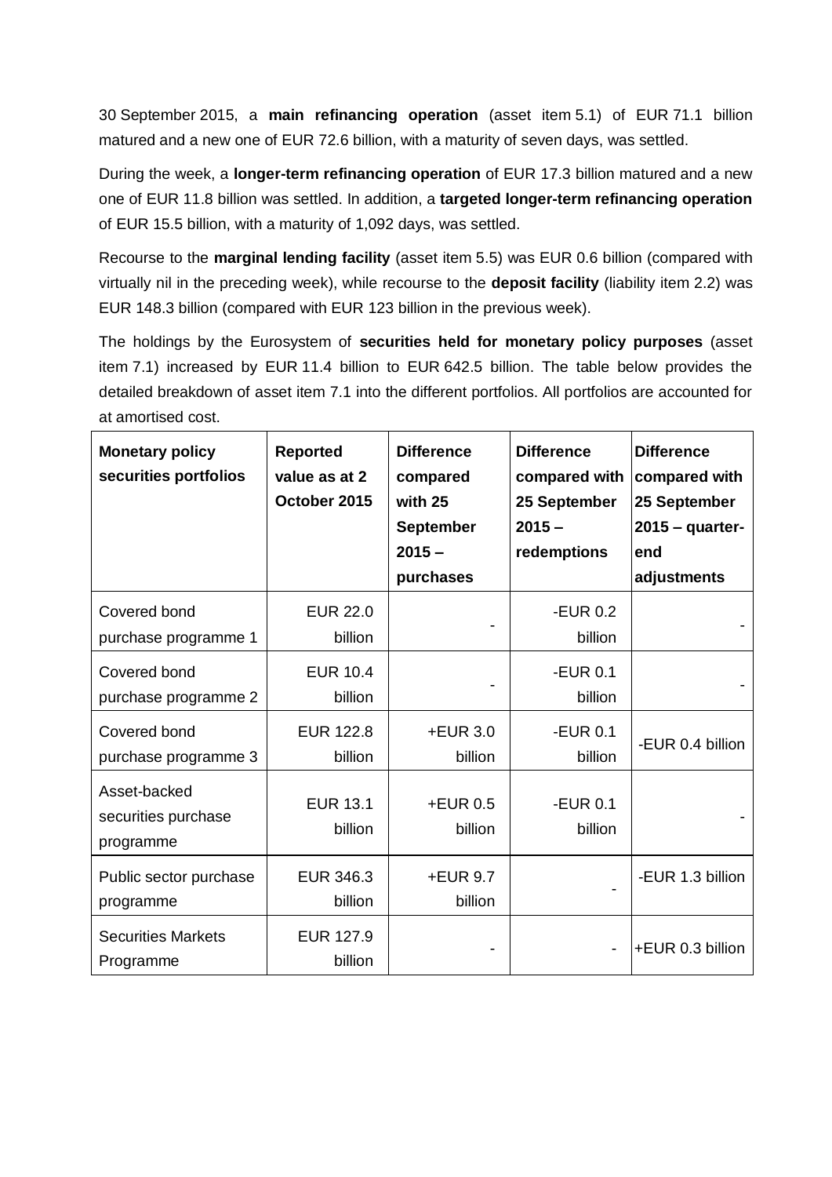30 September 2015, a **main refinancing operation** (asset item 5.1) of EUR 71.1 billion matured and a new one of EUR 72.6 billion, with a maturity of seven days, was settled.

During the week, a **longer-term refinancing operation** of EUR 17.3 billion matured and a new one of EUR 11.8 billion was settled. In addition, a **targeted longer-term refinancing operation** of EUR 15.5 billion, with a maturity of 1,092 days, was settled.

Recourse to the **marginal lending facility** (asset item 5.5) was EUR 0.6 billion (compared with virtually nil in the preceding week), while recourse to the **deposit facility** (liability item 2.2) was EUR 148.3 billion (compared with EUR 123 billion in the previous week).

The holdings by the Eurosystem of **securities held for monetary policy purposes** (asset item 7.1) increased by EUR 11.4 billion to EUR 642.5 billion. The table below provides the detailed breakdown of asset item 7.1 into the different portfolios. All portfolios are accounted for at amortised cost.

| **Monetary policy securities portfolios** | **Reported value as at 2 October 2015** | **Difference compared with 25 September 2015 – purchases** | **Difference compared with 25 September 2015 – redemptions** | **Difference compared with 25 September 2015 – quarter-end adjustments** |
|---|---|---|---|---|
| Covered bond purchase programme 1 | EUR 22.0 billion | - | -EUR 0.2 billion | - |
| Covered bond purchase programme 2 | EUR 10.4 billion | - | -EUR 0.1 billion | - |
| Covered bond purchase programme 3 | EUR 122.8 billion | +EUR 3.0 billion | -EUR 0.1 billion | -EUR 0.4 billion |
| Asset-backed securities purchase programme | EUR 13.1 billion | +EUR 0.5 billion | -EUR 0.1 billion | - |
| Public sector purchase programme | EUR 346.3 billion | +EUR 9.7 billion | - | -EUR 1.3 billion |
| Securities Markets Programme | EUR 127.9 billion | - | - | +EUR 0.3 billion |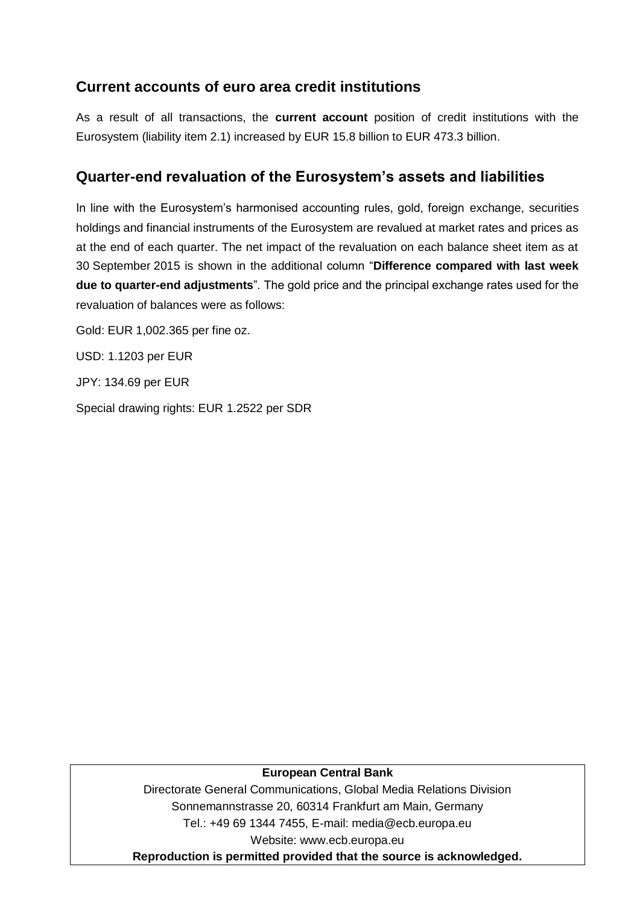## Current accounts of euro area credit institutions

As a result of all transactions, the **current account** position of credit institutions with the Eurosystem (liability item 2.1) increased by EUR 15.8 billion to EUR 473.3 billion.

## Quarter-end revaluation of the Eurosystem's assets and liabilities

In line with the Eurosystem's harmonised accounting rules, gold, foreign exchange, securities holdings and financial instruments of the Eurosystem are revalued at market rates and prices as at the end of each quarter. The net impact of the revaluation on each balance sheet item as at 30 September 2015 is shown in the additional column "**Difference compared with last week due to quarter-end adjustments**". The gold price and the principal exchange rates used for the revaluation of balances were as follows:

Gold: EUR 1,002.365 per fine oz.

USD: 1.1203 per EUR

JPY: 134.69 per EUR

Special drawing rights: EUR 1.2522 per SDR

**European Central Bank**
Directorate General Communications, Global Media Relations Division
Sonnemannstrasse 20, 60314 Frankfurt am Main, Germany
Tel.: +49 69 1344 7455, E-mail: media@ecb.europa.eu
Website: www.ecb.europa.eu
**Reproduction is permitted provided that the source is acknowledged.**